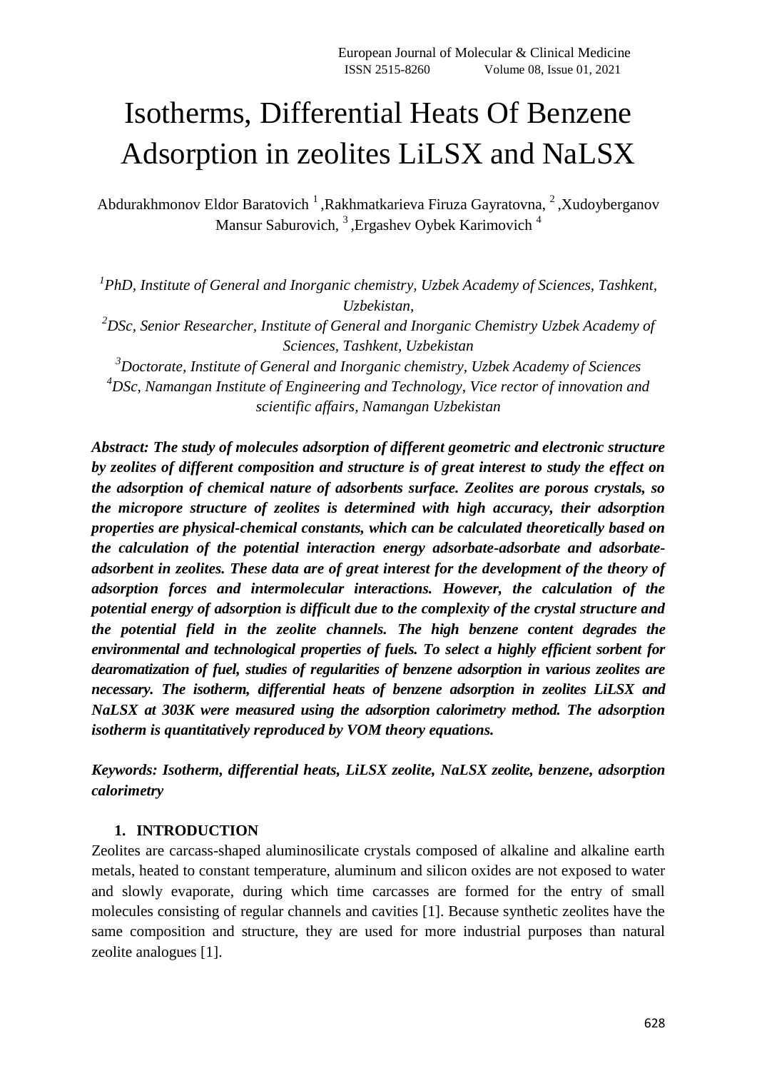# Isotherms, Differential Heats Of Benzene Adsorption in zeolites LiLSX and NaLSX

Abdurakhmonov Eldor Baratovich [1], Rakhmatkarieva Firuza Gayratovna, [2], Xudoyberganov Mansur Saburovich, [3], Ergashev Oybek Karimovich [4]

*[1]PhD, Institute of General and Inorganic chemistry, Uzbek Academy of Sciences, Tashkent, Uzbekistan,*

*[2]DSc, Senior Researcher, Institute of General and Inorganic Chemistry Uzbek Academy of Sciences, Tashkent, Uzbekistan*

*[3]Doctorate, Institute of General and Inorganic chemistry, Uzbek Academy of Sciences*

*[4]DSc, Namangan Institute of Engineering and Technology, Vice rector of innovation and scientific affairs, Namangan Uzbekistan*

***Abstract: The study of molecules adsorption of different geometric and electronic structure by zeolites of different composition and structure is of great interest to study the effect on the adsorption of chemical nature of adsorbents surface. Zeolites are porous crystals, so the micropore structure of zeolites is determined with high accuracy, their adsorption properties are physical-chemical constants, which can be calculated theoretically based on the calculation of the potential interaction energy adsorbate-adsorbate and adsorbate-adsorbent in zeolites. These data are of great interest for the development of the theory of adsorption forces and intermolecular interactions. However, the calculation of the potential energy of adsorption is difficult due to the complexity of the crystal structure and the potential field in the zeolite channels. The high benzene content degrades the environmental and technological properties of fuels. To select a highly efficient sorbent for dearomatization of fuel, studies of regularities of benzene adsorption in various zeolites are necessary. The isotherm, differential heats of benzene adsorption in zeolites LiLSX and NaLSX at 303K were measured using the adsorption calorimetry method. The adsorption isotherm is quantitatively reproduced by VOM theory equations.***

***Keywords: Isotherm, differential heats, LiLSX zeolite, NaLSX zeolite, benzene, adsorption calorimetry***

## 1. INTRODUCTION

Zeolites are carcass-shaped aluminosilicate crystals composed of alkaline and alkaline earth metals, heated to constant temperature, aluminum and silicon oxides are not exposed to water and slowly evaporate, during which time carcasses are formed for the entry of small molecules consisting of regular channels and cavities [1]. Because synthetic zeolites have the same composition and structure, they are used for more industrial purposes than natural zeolite analogues [1].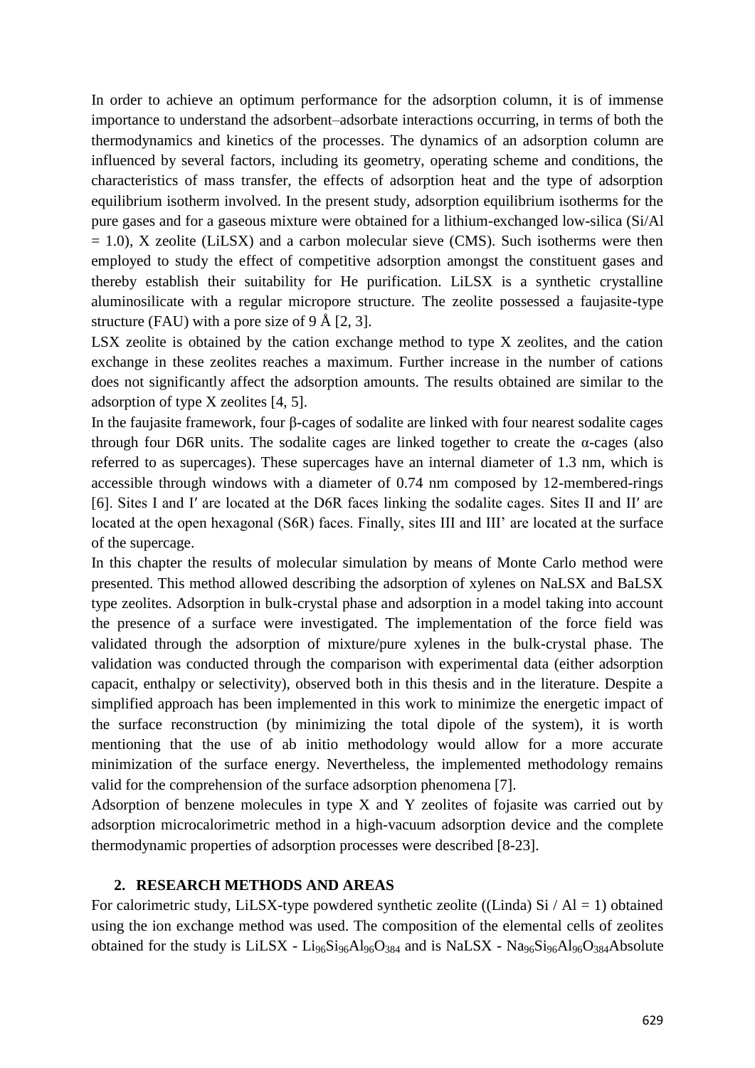In order to achieve an optimum performance for the adsorption column, it is of immense importance to understand the adsorbent–adsorbate interactions occurring, in terms of both the thermodynamics and kinetics of the processes. The dynamics of an adsorption column are influenced by several factors, including its geometry, operating scheme and conditions, the characteristics of mass transfer, the effects of adsorption heat and the type of adsorption equilibrium isotherm involved. In the present study, adsorption equilibrium isotherms for the pure gases and for a gaseous mixture were obtained for a lithium-exchanged low-silica (Si/Al = 1.0), X zeolite (LiLSX) and a carbon molecular sieve (CMS). Such isotherms were then employed to study the effect of competitive adsorption amongst the constituent gases and thereby establish their suitability for He purification. LiLSX is a synthetic crystalline aluminosilicate with a regular micropore structure. The zeolite possessed a faujasite-type structure (FAU) with a pore size of 9 Å [2, 3].

LSX zeolite is obtained by the cation exchange method to type X zeolites, and the cation exchange in these zeolites reaches a maximum. Further increase in the number of cations does not significantly affect the adsorption amounts. The results obtained are similar to the adsorption of type X zeolites [4, 5].

In the faujasite framework, four β-cages of sodalite are linked with four nearest sodalite cages through four D6R units. The sodalite cages are linked together to create the α-cages (also referred to as supercages). These supercages have an internal diameter of 1.3 nm, which is accessible through windows with a diameter of 0.74 nm composed by 12-membered-rings [6]. Sites I and I′ are located at the D6R faces linking the sodalite cages. Sites II and II′ are located at the open hexagonal (S6R) faces. Finally, sites III and III' are located at the surface of the supercage.

In this chapter the results of molecular simulation by means of Monte Carlo method were presented. This method allowed describing the adsorption of xylenes on NaLSX and BaLSX type zeolites. Adsorption in bulk-crystal phase and adsorption in a model taking into account the presence of a surface were investigated. The implementation of the force field was validated through the adsorption of mixture/pure xylenes in the bulk-crystal phase. The validation was conducted through the comparison with experimental data (either adsorption capacit, enthalpy or selectivity), observed both in this thesis and in the literature. Despite a simplified approach has been implemented in this work to minimize the energetic impact of the surface reconstruction (by minimizing the total dipole of the system), it is worth mentioning that the use of ab initio methodology would allow for a more accurate minimization of the surface energy. Nevertheless, the implemented methodology remains valid for the comprehension of the surface adsorption phenomena [7].

Adsorption of benzene molecules in type X and Y zeolites of fojasite was carried out by adsorption microcalorimetric method in a high-vacuum adsorption device and the complete thermodynamic properties of adsorption processes were described [8-23].

## 2. RESEARCH METHODS AND AREAS

For calorimetric study, LiLSX-type powdered synthetic zeolite ((Linda) Si / Al = 1) obtained using the ion exchange method was used. The composition of the elemental cells of zeolites obtained for the study is LiLSX - $Li_{96}Si_{96}Al_{96}O_{384}$ and is NaLSX - $Na_{96}Si_{96}Al_{96}O_{384}$Absolute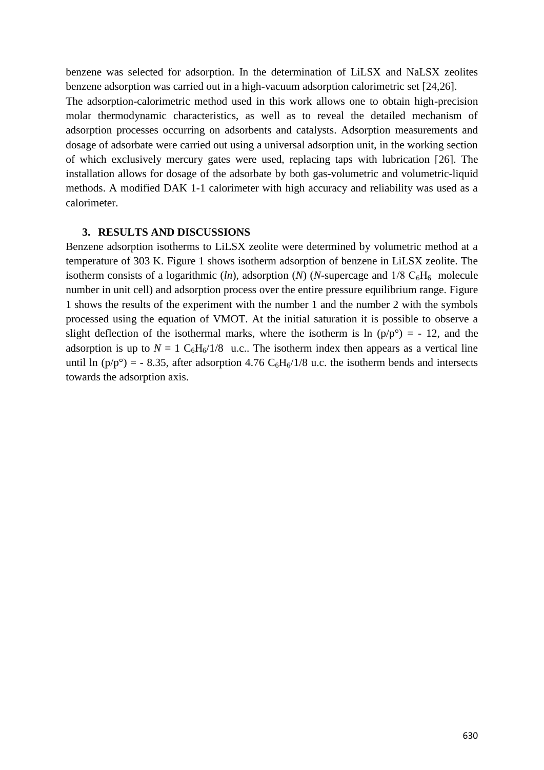benzene was selected for adsorption. In the determination of LiLSX and NaLSX zeolites benzene adsorption was carried out in a high-vacuum adsorption calorimetric set [24,26].

The adsorption-calorimetric method used in this work allows one to obtain high-precision molar thermodynamic characteristics, as well as to reveal the detailed mechanism of adsorption processes occurring on adsorbents and catalysts. Adsorption measurements and dosage of adsorbate were carried out using a universal adsorption unit, in the working section of which exclusively mercury gates were used, replacing taps with lubrication [26]. The installation allows for dosage of the adsorbate by both gas-volumetric and volumetric-liquid methods. A modified DAK 1-1 calorimeter with high accuracy and reliability was used as a calorimeter.

## 3. RESULTS AND DISCUSSIONS

Benzene adsorption isotherms to LiLSX zeolite were determined by volumetric method at a temperature of 303 K. Figure 1 shows isotherm adsorption of benzene in LiLSX zeolite. The isotherm consists of a logarithmic (*ln*), adsorption (*N*) (*N*-supercage and 1/8 $C_6H_6$ molecule number in unit cell) and adsorption process over the entire pressure equilibrium range. Figure 1 shows the results of the experiment with the number 1 and the number 2 with the symbols processed using the equation of VMOT. At the initial saturation it is possible to observe a slight deflection of the isothermal marks, where the isotherm is ln (p/p°) = - 12, and the adsorption is up to $N$ = 1 $C_6H_6$/1/8 u.c.. The isotherm index then appears as a vertical line until ln (p/p°) = - 8.35, after adsorption 4.76 $C_6H_6$/1/8 u.c. the isotherm bends and intersects towards the adsorption axis.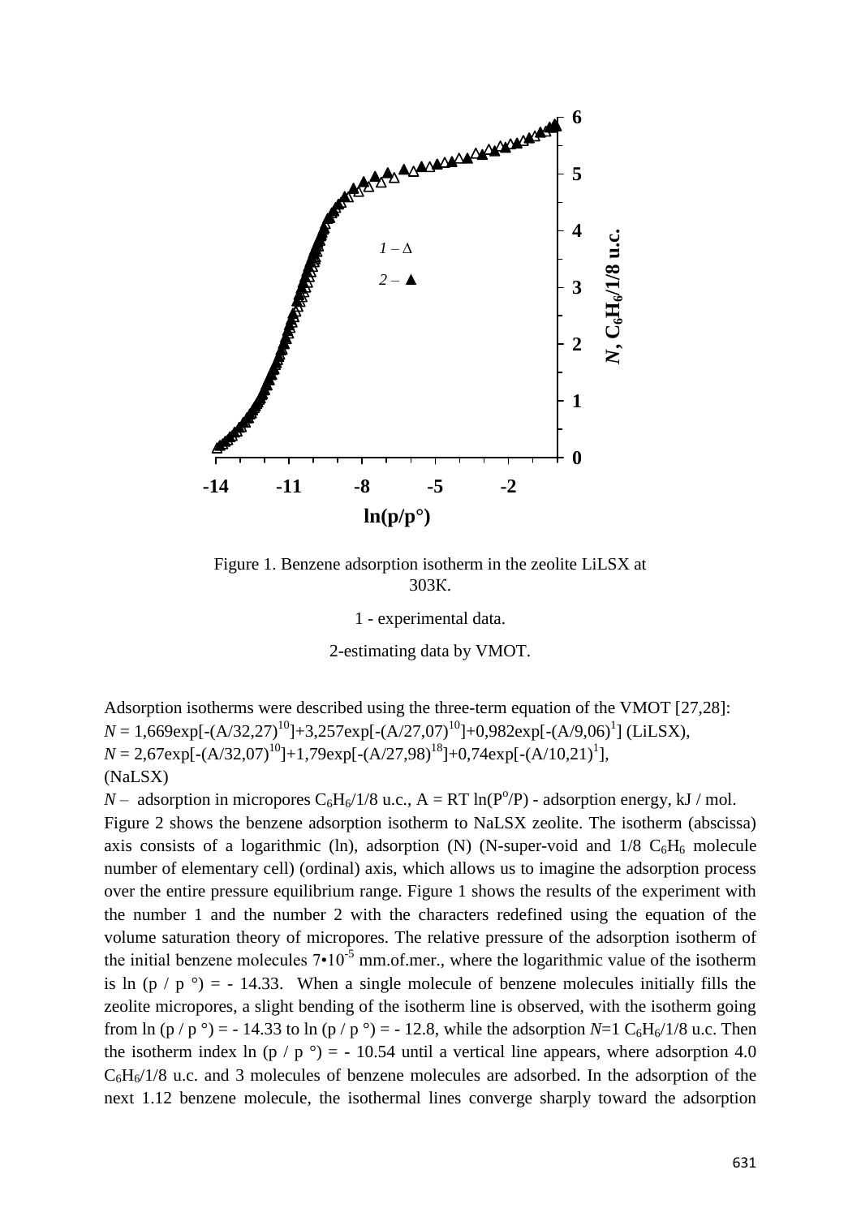Figure 1. Benzene adsorption isotherm in the zeolite LiLSX at 303K.

1 - experimental data.

2-estimating data by VMOT.

Adsorption isotherms were described using the three-term equation of the VMOT [27,28]:
$N$ = 1,669exp[-(A/32,27)$^{10}$]+3,257exp[-(A/27,07)$^{10}$]+0,982exp[-(A/9,06)$^{1}$] (LiLSX),
$N$ = 2,67exp[-(A/32,07)$^{10}$]+1,79exp[-(A/27,98)$^{18}$]+0,74exp[-(A/10,21)$^{1}$],
(NaLSX)

$N$ – adsorption in micropores $C_6H_6$/1/8 u.c., A = RT ln($P^o$/P) - adsorption energy, kJ / mol.

Figure 2 shows the benzene adsorption isotherm to NaLSX zeolite. The isotherm (abscissa) axis consists of a logarithmic (ln), adsorption (N) (N-super-void and 1/8 $C_6H_6$ molecule number of elementary cell) (ordinal) axis, which allows us to imagine the adsorption process over the entire pressure equilibrium range. Figure 1 shows the results of the experiment with the number 1 and the number 2 with the characters redefined using the equation of the volume saturation theory of micropores. The relative pressure of the adsorption isotherm of the initial benzene molecules 7•10$^{-5}$ mm.of.mer., where the logarithmic value of the isotherm is ln (p / p °) = - 14.33. When a single molecule of benzene molecules initially fills the zeolite micropores, a slight bending of the isotherm line is observed, with the isotherm going from ln (p / p °) = - 14.33 to ln (p / p °) = - 12.8, while the adsorption $N$=1 $C_6H_6$/1/8 u.c. Then the isotherm index ln (p / p °) = - 10.54 until a vertical line appears, where adsorption 4.0 $C_6H_6$/1/8 u.c. and 3 molecules of benzene molecules are adsorbed. In the adsorption of the next 1.12 benzene molecule, the isothermal lines converge sharply toward the adsorption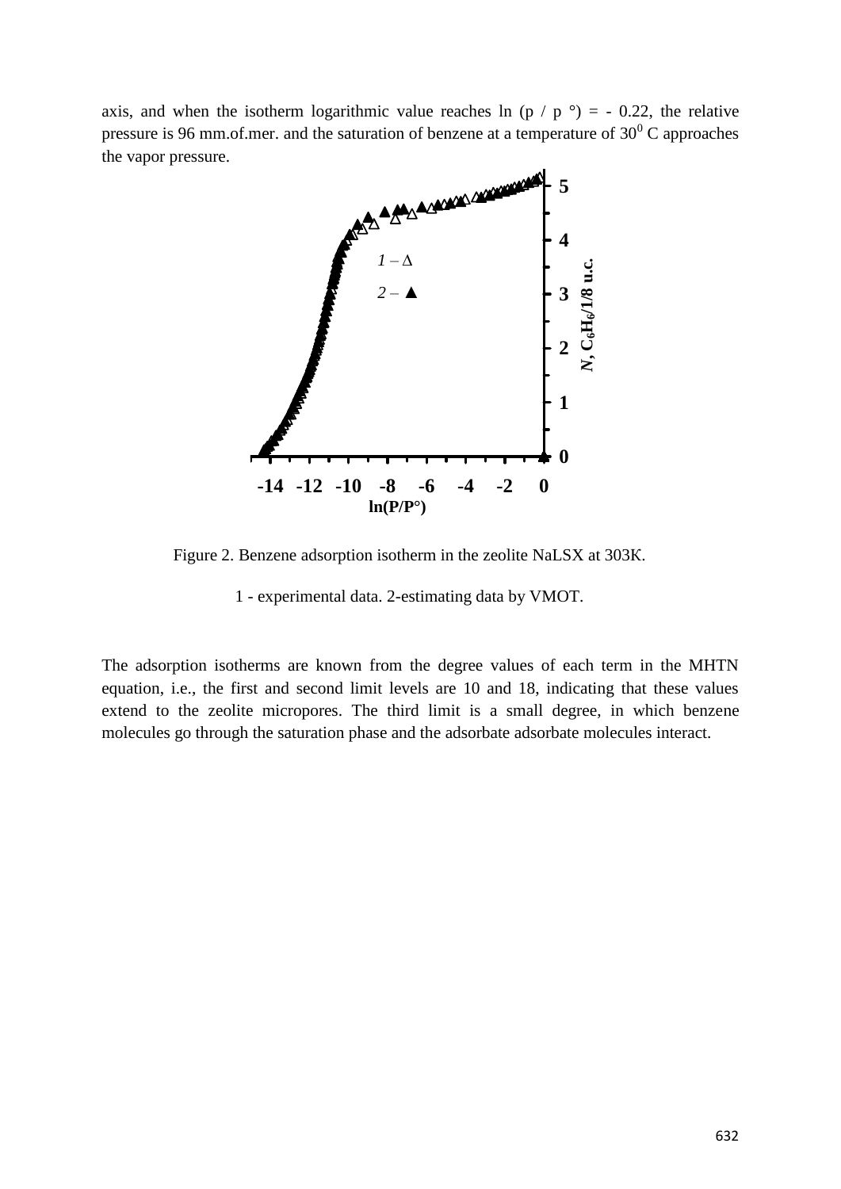axis, and when the isotherm logarithmic value reaches ln (p / p °) = - 0.22, the relative pressure is 96 mm.of.mer. and the saturation of benzene at a temperature of $30^0$ C approaches the vapor pressure.

Figure 2. Benzene adsorption isotherm in the zeolite NaLSX at 303K.

1 - experimental data. 2-estimating data by VMOT.

The adsorption isotherms are known from the degree values of each term in the MHTN equation, i.e., the first and second limit levels are 10 and 18, indicating that these values extend to the zeolite micropores. The third limit is a small degree, in which benzene molecules go through the saturation phase and the adsorbate adsorbate molecules interact.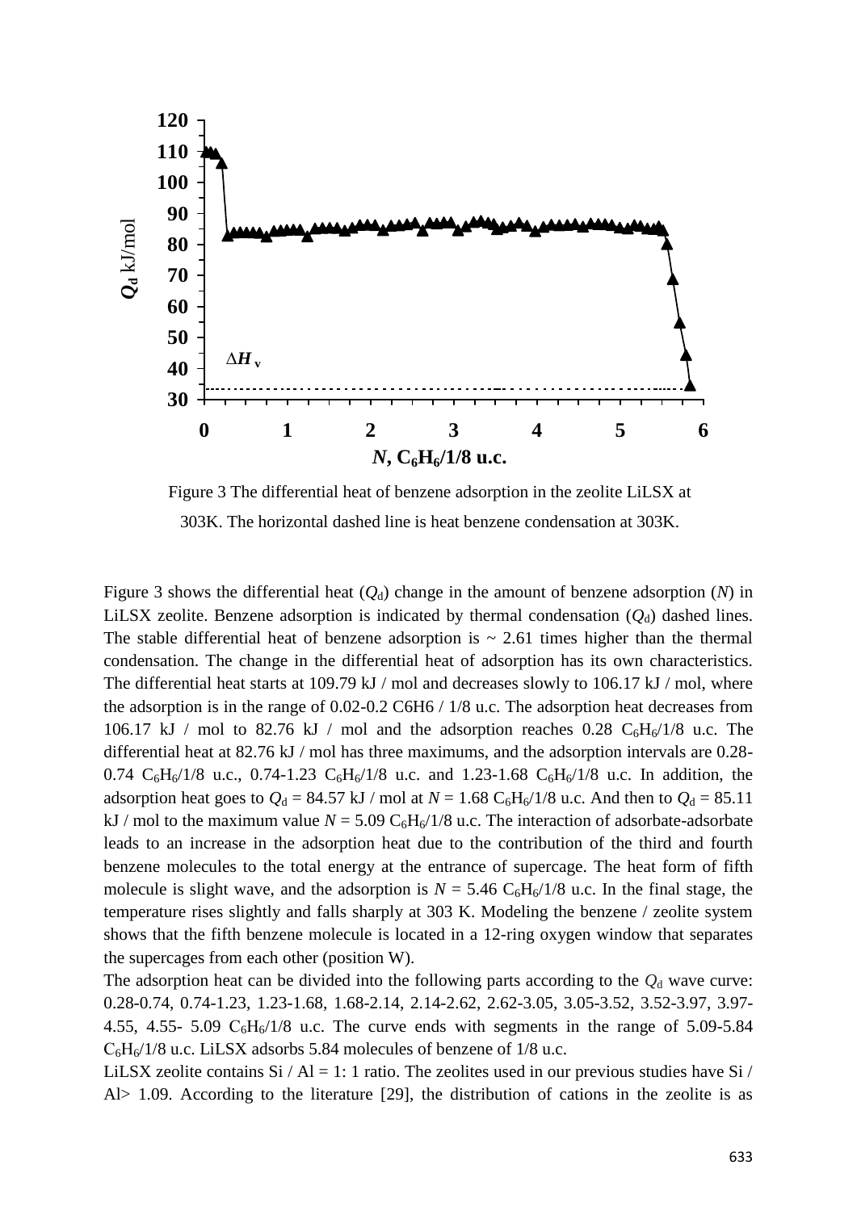Figure 3 The differential heat of benzene adsorption in the zeolite LiLSX at 303K. The horizontal dashed line is heat benzene condensation at 303K.

Figure 3 shows the differential heat ($Q_d$) change in the amount of benzene adsorption ($N$) in LiLSX zeolite. Benzene adsorption is indicated by thermal condensation ($Q_d$) dashed lines. The stable differential heat of benzene adsorption is ~ 2.61 times higher than the thermal condensation. The change in the differential heat of adsorption has its own characteristics. The differential heat starts at 109.79 kJ / mol and decreases slowly to 106.17 kJ / mol, where the adsorption is in the range of 0.02-0.2 C6H6 / 1/8 u.c. The adsorption heat decreases from 106.17 kJ / mol to 82.76 kJ / mol and the adsorption reaches 0.28 $C_6H_6$/1/8 u.c. The differential heat at 82.76 kJ / mol has three maximums, and the adsorption intervals are 0.28-0.74 $C_6H_6$/1/8 u.c., 0.74-1.23 $C_6H_6$/1/8 u.c. and 1.23-1.68 $C_6H_6$/1/8 u.c. In addition, the adsorption heat goes to $Q_d$ = 84.57 kJ / mol at $N$ = 1.68 $C_6H_6$/1/8 u.c. And then to $Q_d$ = 85.11 kJ / mol to the maximum value $N$ = 5.09 $C_6H_6$/1/8 u.c. The interaction of adsorbate-adsorbate leads to an increase in the adsorption heat due to the contribution of the third and fourth benzene molecules to the total energy at the entrance of supercage. The heat form of fifth molecule is slight wave, and the adsorption is $N$ = 5.46 $C_6H_6$/1/8 u.c. In the final stage, the temperature rises slightly and falls sharply at 303 K. Modeling the benzene / zeolite system shows that the fifth benzene molecule is located in a 12-ring oxygen window that separates the supercages from each other (position W).

The adsorption heat can be divided into the following parts according to the $Q_d$ wave curve: 0.28-0.74, 0.74-1.23, 1.23-1.68, 1.68-2.14, 2.14-2.62, 2.62-3.05, 3.05-3.52, 3.52-3.97, 3.97-4.55, 4.55- 5.09 $C_6H_6$/1/8 u.c. The curve ends with segments in the range of 5.09-5.84 $C_6H_6$/1/8 u.c. LiLSX adsorbs 5.84 molecules of benzene of 1/8 u.c.

LiLSX zeolite contains Si / Al = 1: 1 ratio. The zeolites used in our previous studies have Si / Al> 1.09. According to the literature [29], the distribution of cations in the zeolite is as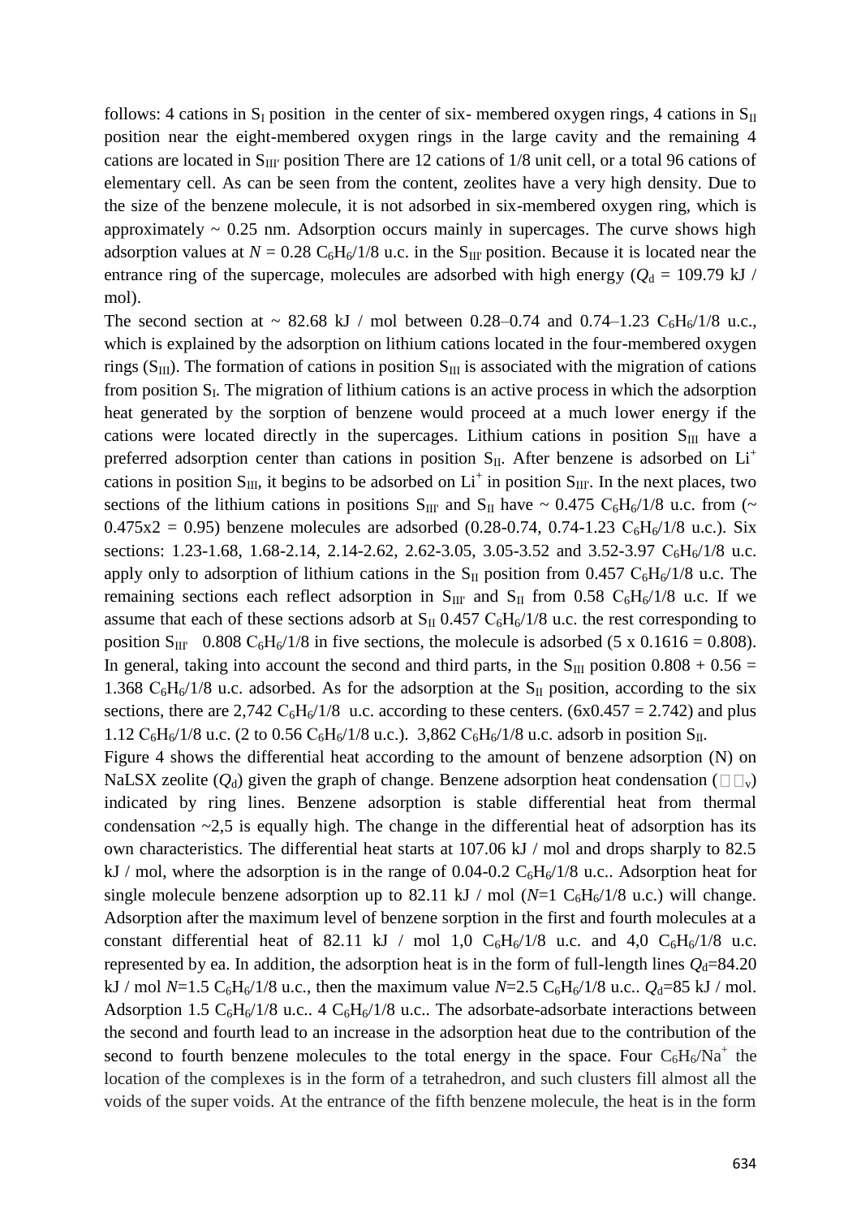follows: 4 cations in $S_I$ position in the center of six- membered oxygen rings, 4 cations in $S_{II}$ position near the eight-membered oxygen rings in the large cavity and the remaining 4 cations are located in $S_{III'}$ position There are 12 cations of 1/8 unit cell, or a total 96 cations of elementary cell. As can be seen from the content, zeolites have a very high density. Due to the size of the benzene molecule, it is not adsorbed in six-membered oxygen ring, which is approximately ~ 0.25 nm. Adsorption occurs mainly in supercages. The curve shows high adsorption values at $N$ = 0.28 $C_6H_6$/1/8 u.c. in the $S_{III'}$ position. Because it is located near the entrance ring of the supercage, molecules are adsorbed with high energy ($Q_d$ = 109.79 kJ / mol).

The second section at ~ 82.68 kJ / mol between 0.28–0.74 and 0.74–1.23 $C_6H_6$/1/8 u.c., which is explained by the adsorption on lithium cations located in the four-membered oxygen rings ($S_{III}$). The formation of cations in position $S_{III}$ is associated with the migration of cations from position $S_I$. The migration of lithium cations is an active process in which the adsorption heat generated by the sorption of benzene would proceed at a much lower energy if the cations were located directly in the supercages. Lithium cations in position $S_{III}$ have a preferred adsorption center than cations in position $S_{II}$. After benzene is adsorbed on $Li^+$ cations in position $S_{III}$, it begins to be adsorbed on $Li^+$ in position $S_{III'}$. In the next places, two sections of the lithium cations in positions $S_{III'}$ and $S_{II}$ have ~ 0.475 $C_6H_6$/1/8 u.c. from (~ 0.475x2 = 0.95) benzene molecules are adsorbed (0.28-0.74, 0.74-1.23 $C_6H_6$/1/8 u.c.). Six sections: 1.23-1.68, 1.68-2.14, 2.14-2.62, 2.62-3.05, 3.05-3.52 and 3.52-3.97 $C_6H_6$/1/8 u.c. apply only to adsorption of lithium cations in the $S_{II}$ position from 0.457 $C_6H_6$/1/8 u.c. The remaining sections each reflect adsorption in $S_{III'}$ and $S_{II}$ from 0.58 $C_6H_6$/1/8 u.c. If we assume that each of these sections adsorb at $S_{II}$ 0.457 $C_6H_6$/1/8 u.c. the rest corresponding to position $S_{III'}$ 0.808 $C_6H_6$/1/8 in five sections, the molecule is adsorbed (5 x 0.1616 = 0.808). In general, taking into account the second and third parts, in the $S_{III}$ position 0.808 + 0.56 = 1.368 $C_6H_6$/1/8 u.c. adsorbed. As for the adsorption at the $S_{II}$ position, according to the six sections, there are 2,742 $C_6H_6$/1/8 u.c. according to these centers. (6x0.457 = 2.742) and plus 1.12 $C_6H_6$/1/8 u.c. (2 to 0.56 $C_6H_6$/1/8 u.c.). 3,862 $C_6H_6$/1/8 u.c. adsorb in position $S_{II}$.

Figure 4 shows the differential heat according to the amount of benzene adsorption (N) on NaLSX zeolite ($Q_d$) given the graph of change. Benzene adsorption heat condensation ($\Delta H_v$) indicated by ring lines. Benzene adsorption is stable differential heat from thermal condensation ~2,5 is equally high. The change in the differential heat of adsorption has its own characteristics. The differential heat starts at 107.06 kJ / mol and drops sharply to 82.5 kJ / mol, where the adsorption is in the range of 0.04-0.2 $C_6H_6$/1/8 u.c.. Adsorption heat for single molecule benzene adsorption up to 82.11 kJ / mol ($N$=1 $C_6H_6$/1/8 u.c.) will change. Adsorption after the maximum level of benzene sorption in the first and fourth molecules at a constant differential heat of 82.11 kJ / mol 1,0 $C_6H_6$/1/8 u.c. and 4,0 $C_6H_6$/1/8 u.c. represented by ea. In addition, the adsorption heat is in the form of full-length lines $Q_d$=84.20 kJ / mol $N$=1.5 $C_6H_6$/1/8 u.c., then the maximum value $N$=2.5 $C_6H_6$/1/8 u.c.. $Q_d$=85 kJ / mol. Adsorption 1.5 $C_6H_6$/1/8 u.c.. 4 $C_6H_6$/1/8 u.c.. The adsorbate-adsorbate interactions between the second and fourth lead to an increase in the adsorption heat due to the contribution of the second to fourth benzene molecules to the total energy in the space. Four $C_6H_6/Na^+$ the location of the complexes is in the form of a tetrahedron, and such clusters fill almost all the voids of the super voids. At the entrance of the fifth benzene molecule, the heat is in the form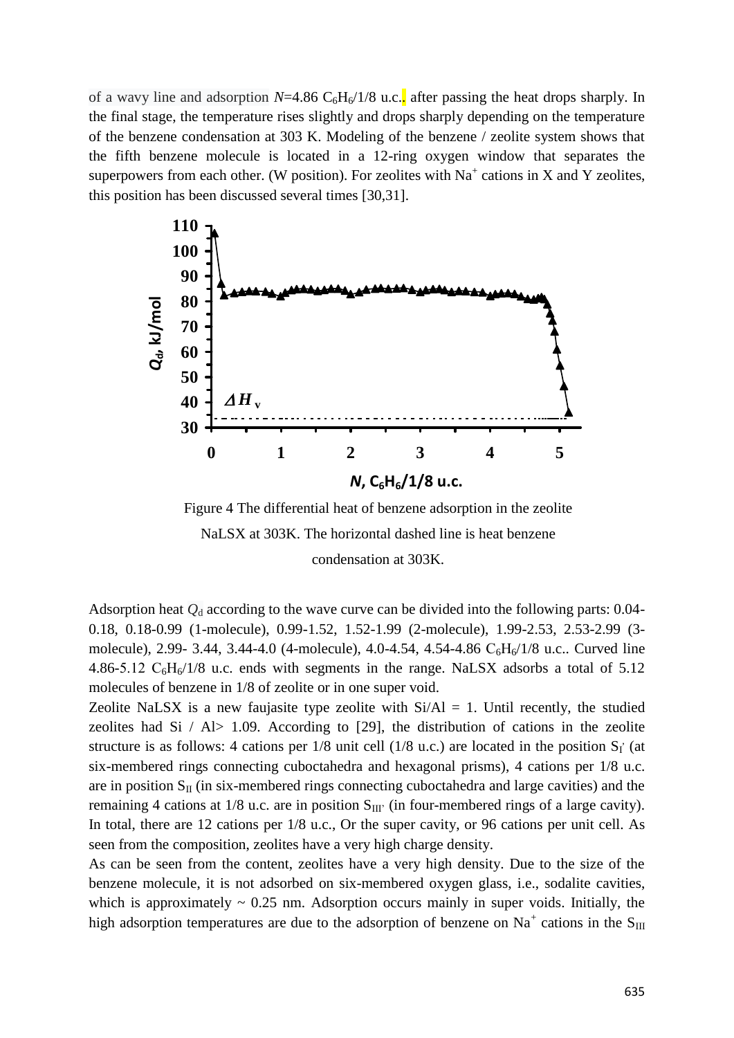of a wavy line and adsorption $N$=4.86 $C_6H_6$/1/8 u.c.. after passing the heat drops sharply. In the final stage, the temperature rises slightly and drops sharply depending on the temperature of the benzene condensation at 303 K. Modeling of the benzene / zeolite system shows that the fifth benzene molecule is located in a 12-ring oxygen window that separates the superpowers from each other. (W position). For zeolites with $Na^+$ cations in X and Y zeolites, this position has been discussed several times [30,31].

Figure 4 The differential heat of benzene adsorption in the zeolite NaLSX at 303K. The horizontal dashed line is heat benzene condensation at 303K.

Adsorption heat $Q_d$ according to the wave curve can be divided into the following parts: 0.04-0.18, 0.18-0.99 (1-molecule), 0.99-1.52, 1.52-1.99 (2-molecule), 1.99-2.53, 2.53-2.99 (3-molecule), 2.99- 3.44, 3.44-4.0 (4-molecule), 4.0-4.54, 4.54-4.86 $C_6H_6$/1/8 u.c.. Curved line 4.86-5.12 $C_6H_6$/1/8 u.c. ends with segments in the range. NaLSX adsorbs a total of 5.12 molecules of benzene in 1/8 of zeolite or in one super void.

Zeolite NaLSX is a new faujasite type zeolite with Si/Al = 1. Until recently, the studied zeolites had Si / Al> 1.09. According to [29], the distribution of cations in the zeolite structure is as follows: 4 cations per 1/8 unit cell (1/8 u.c.) are located in the position $S_{I'}$ (at six-membered rings connecting cuboctahedra and hexagonal prisms), 4 cations per 1/8 u.c. are in position $S_{II}$ (in six-membered rings connecting cuboctahedra and large cavities) and the remaining 4 cations at 1/8 u.c. are in position $S_{III'}$ (in four-membered rings of a large cavity). In total, there are 12 cations per 1/8 u.c., Or the super cavity, or 96 cations per unit cell. As seen from the composition, zeolites have a very high charge density.

As can be seen from the content, zeolites have a very high density. Due to the size of the benzene molecule, it is not adsorbed on six-membered oxygen glass, i.e., sodalite cavities, which is approximately ~ 0.25 nm. Adsorption occurs mainly in super voids. Initially, the high adsorption temperatures are due to the adsorption of benzene on $Na^+$ cations in the $S_{III}$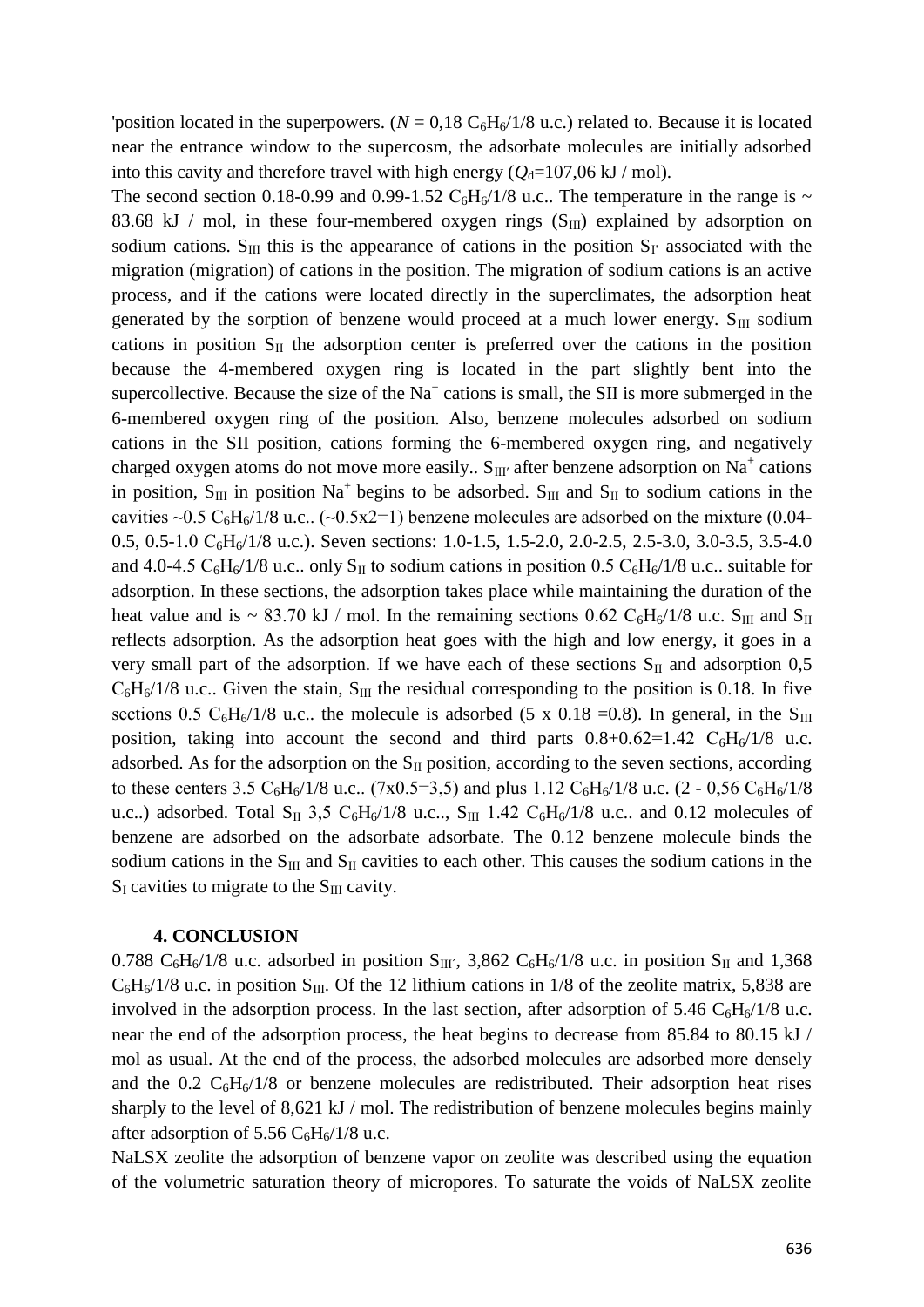'position located in the superpowers. ($N$ = 0,18 $C_6H_6$/1/8 u.c.) related to. Because it is located near the entrance window to the supercosm, the adsorbate molecules are initially adsorbed into this cavity and therefore travel with high energy ($Q_d$=107,06 kJ / mol).

The second section 0.18-0.99 and 0.99-1.52 $C_6H_6$/1/8 u.c.. The temperature in the range is ~ 83.68 kJ / mol, in these four-membered oxygen rings ($S_{III}$) explained by adsorption on sodium cations. $S_{III}$ this is the appearance of cations in the position $S_{I'}$ associated with the migration (migration) of cations in the position. The migration of sodium cations is an active process, and if the cations were located directly in the superclimates, the adsorption heat generated by the sorption of benzene would proceed at a much lower energy. $S_{III}$ sodium cations in position $S_{II}$ the adsorption center is preferred over the cations in the position because the 4-membered oxygen ring is located in the part slightly bent into the supercollective. Because the size of the $Na^+$ cations is small, the SII is more submerged in the 6-membered oxygen ring of the position. Also, benzene molecules adsorbed on sodium cations in the SII position, cations forming the 6-membered oxygen ring, and negatively charged oxygen atoms do not move more easily.. $S_{III'}$ after benzene adsorption on $Na^+$ cations in position, $S_{III}$ in position $Na^+$ begins to be adsorbed. $S_{III}$ and $S_{II}$ to sodium cations in the cavities ~0.5 $C_6H_6$/1/8 u.c.. (~0.5x2=1) benzene molecules are adsorbed on the mixture (0.04-0.5, 0.5-1.0 $C_6H_6$/1/8 u.c.). Seven sections: 1.0-1.5, 1.5-2.0, 2.0-2.5, 2.5-3.0, 3.0-3.5, 3.5-4.0 and 4.0-4.5 $C_6H_6$/1/8 u.c.. only $S_{II}$ to sodium cations in position 0.5 $C_6H_6$/1/8 u.c.. suitable for adsorption. In these sections, the adsorption takes place while maintaining the duration of the heat value and is ~ 83.70 kJ / mol. In the remaining sections 0.62 $C_6H_6$/1/8 u.c. $S_{III}$ and $S_{II}$ reflects adsorption. As the adsorption heat goes with the high and low energy, it goes in a very small part of the adsorption. If we have each of these sections $S_{II}$ and adsorption 0,5 $C_6H_6$/1/8 u.c.. Given the stain, $S_{III}$ the residual corresponding to the position is 0.18. In five sections 0.5 $C_6H_6$/1/8 u.c.. the molecule is adsorbed (5 x 0.18 =0.8). In general, in the $S_{III}$ position, taking into account the second and third parts 0.8+0.62=1.42 $C_6H_6$/1/8 u.c. adsorbed. As for the adsorption on the $S_{II}$ position, according to the seven sections, according to these centers 3.5 $C_6H_6$/1/8 u.c.. (7x0.5=3,5) and plus 1.12 $C_6H_6$/1/8 u.c. (2 - 0,56 $C_6H_6$/1/8 u.c..) adsorbed. Total $S_{II}$ 3,5 $C_6H_6$/1/8 u.c.., $S_{III}$ 1.42 $C_6H_6$/1/8 u.c.. and 0.12 molecules of benzene are adsorbed on the adsorbate adsorbate. The 0.12 benzene molecule binds the sodium cations in the $S_{III}$ and $S_{II}$ cavities to each other. This causes the sodium cations in the $S_I$ cavities to migrate to the $S_{III}$ cavity.

## 4. CONCLUSION

0.788 $C_6H_6$/1/8 u.c. adsorbed in position $S_{III'}$, 3,862 $C_6H_6$/1/8 u.c. in position $S_{II}$ and 1,368 $C_6H_6$/1/8 u.c. in position $S_{III}$. Of the 12 lithium cations in 1/8 of the zeolite matrix, 5,838 are involved in the adsorption process. In the last section, after adsorption of 5.46 $C_6H_6$/1/8 u.c. near the end of the adsorption process, the heat begins to decrease from 85.84 to 80.15 kJ / mol as usual. At the end of the process, the adsorbed molecules are adsorbed more densely and the 0.2 $C_6H_6$/1/8 or benzene molecules are redistributed. Their adsorption heat rises sharply to the level of 8,621 kJ / mol. The redistribution of benzene molecules begins mainly after adsorption of 5.56 $C_6H_6$/1/8 u.c.

NaLSX zeolite the adsorption of benzene vapor on zeolite was described using the equation of the volumetric saturation theory of micropores. To saturate the voids of NaLSX zeolite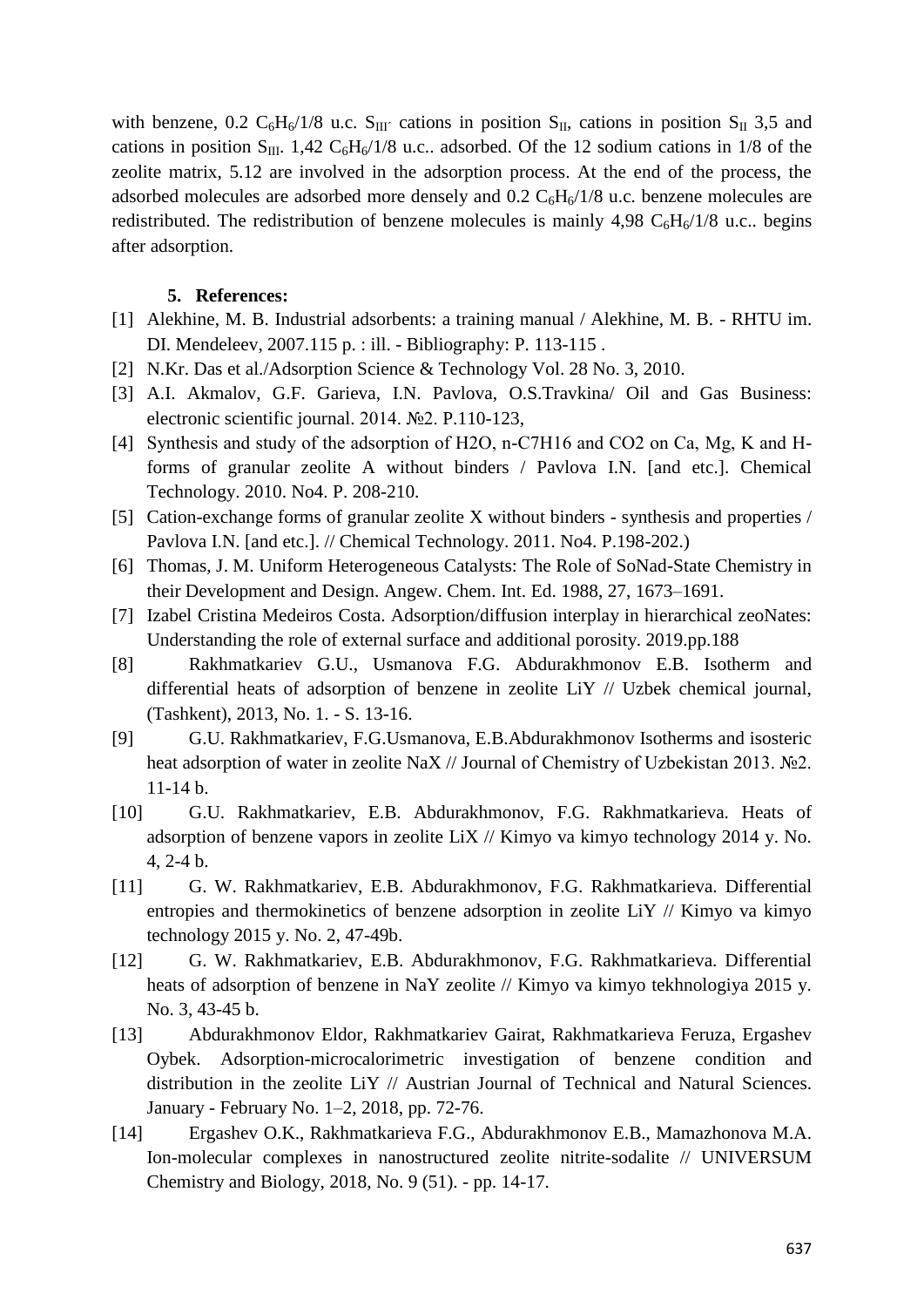with benzene, 0.2 $C_6H_6$/1/8 u.c. $S_{III'}$ cations in position $S_{II}$, cations in position $S_{II}$ 3,5 and cations in position $S_{III}$. 1,42 $C_6H_6$/1/8 u.c.. adsorbed. Of the 12 sodium cations in 1/8 of the zeolite matrix, 5.12 are involved in the adsorption process. At the end of the process, the adsorbed molecules are adsorbed more densely and 0.2 $C_6H_6$/1/8 u.c. benzene molecules are redistributed. The redistribution of benzene molecules is mainly 4,98 $C_6H_6$/1/8 u.c.. begins after adsorption.

## 5. References:

[1] Alekhine, M. B. Industrial adsorbents: a training manual / Alekhine, M. B. - RHTU im. DI. Mendeleev, 2007.115 p. : ill. - Bibliography: P. 113-115 .

[2] N.Kr. Das et al./Adsorption Science & Technology Vol. 28 No. 3, 2010.

[3] A.I. Akmalov, G.F. Garieva, I.N. Pavlova, O.S.Travkina/ Oil and Gas Business: electronic scientific journal. 2014. №2. P.110-123,

[4] Synthesis and study of the adsorption of H2O, n-C7H16 and CO2 on Ca, Mg, K and H-forms of granular zeolite A without binders / Pavlova I.N. [and etc.]. Chemical Technology. 2010. No4. P. 208-210.

[5] Cation-exchange forms of granular zeolite X without binders - synthesis and properties / Pavlova I.N. [and etc.]. // Chemical Technology. 2011. No4. P.198-202.)

[6] Thomas, J. M. Uniform Heterogeneous Catalysts: The Role of SoNad-State Chemistry in their Development and Design. Angew. Chem. Int. Ed. 1988, 27, 1673–1691.

[7] Izabel Cristina Medeiros Costa. Adsorption/diffusion interplay in hierarchical zeoNates: Understanding the role of external surface and additional porosity. 2019.pp.188

[8] Rakhmatkariev G.U., Usmanova F.G. Abdurakhmonov E.B. Isotherm and differential heats of adsorption of benzene in zeolite LiY // Uzbek chemical journal, (Tashkent), 2013, No. 1. - S. 13-16.

[9] G.U. Rakhmatkariev, F.G.Usmanova, E.B.Abdurakhmonov Isotherms and isosteric heat adsorption of water in zeolite NaX // Journal of Chemistry of Uzbekistan 2013. №2. 11-14 b.

[10] G.U. Rakhmatkariev, E.B. Abdurakhmonov, F.G. Rakhmatkarieva. Heats of adsorption of benzene vapors in zeolite LiX // Kimyo va kimyo technology 2014 y. No. 4, 2-4 b.

[11] G. W. Rakhmatkariev, E.B. Abdurakhmonov, F.G. Rakhmatkarieva. Differential entropies and thermokinetics of benzene adsorption in zeolite LiY // Kimyo va kimyo technology 2015 y. No. 2, 47-49b.

[12] G. W. Rakhmatkariev, E.B. Abdurakhmonov, F.G. Rakhmatkarieva. Differential heats of adsorption of benzene in NaY zeolite // Kimyo va kimyo tekhnologiya 2015 y. No. 3, 43-45 b.

[13] Abdurakhmonov Eldor, Rakhmatkariev Gairat, Rakhmatkarieva Feruza, Ergashev Oybek. Adsorption-microcalorimetric investigation of benzene condition and distribution in the zeolite LiY // Austrian Journal of Technical and Natural Sciences. January - February No. 1–2, 2018, pp. 72-76.

[14] Ergashev O.K., Rakhmatkarieva F.G., Abdurakhmonov E.B., Mamazhonova M.A. Ion-molecular complexes in nanostructured zeolite nitrite-sodalite // UNIVERSUM Chemistry and Biology, 2018, No. 9 (51). - pp. 14-17.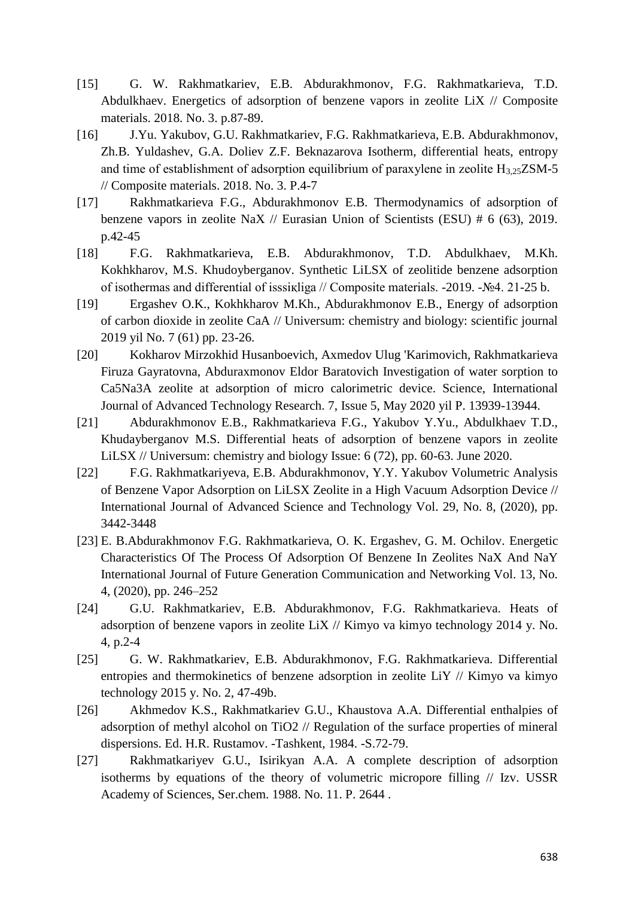[15] G. W. Rakhmatkariev, E.B. Abdurakhmonov, F.G. Rakhmatkarieva, T.D. Abdulkhaev. Energetics of adsorption of benzene vapors in zeolite LiX // Composite materials. 2018. No. 3. p.87-89.

[16] J.Yu. Yakubov, G.U. Rakhmatkariev, F.G. Rakhmatkarieva, E.B. Abdurakhmonov, Zh.B. Yuldashev, G.A. Doliev Z.F. Beknazarova Isotherm, differential heats, entropy and time of establishment of adsorption equilibrium of paraxylene in zeolite $H_{3,25}$ZSM-5 // Composite materials. 2018. No. 3. P.4-7

[17] Rakhmatkarieva F.G., Abdurakhmonov E.B. Thermodynamics of adsorption of benzene vapors in zeolite NaX // Eurasian Union of Scientists (ESU) # 6 (63), 2019. p.42-45

[18] F.G. Rakhmatkarieva, E.B. Abdurakhmonov, T.D. Abdulkhaev, M.Kh. Kokhkharov, M.S. Khudoyberganov. Synthetic LiLSX of zeolitide benzene adsorption of isothermas and differential of isssiқliga // Composite materials. -2019. -№4. 21-25 b.

[19] Ergashev O.K., Kokhkharov M.Kh., Abdurakhmonov E.B., Energy of adsorption of carbon dioxide in zeolite CaA // Universum: chemistry and biology: scientific journal 2019 yil No. 7 (61) pp. 23-26.

[20] Kokharov Mirzokhid Husanboevich, Axmedov Ulug 'Karimovich, Rakhmatkarieva Firuza Gayratovna, Abduraxmonov Eldor Baratovich Investigation of water sorption to Ca5Na3A zeolite at adsorption of micro calorimetric device. Science, International Journal of Advanced Technology Research. 7, Issue 5, May 2020 yil P. 13939-13944.

[21] Abdurakhmonov E.B., Rakhmatkarieva F.G., Yakubov Y.Yu., Abdulkhaev T.D., Khudayberganov M.S. Differential heats of adsorption of benzene vapors in zeolite LiLSX // Universum: chemistry and biology Issue: 6 (72), pp. 60-63. June 2020.

[22] F.G. Rakhmatkariyeva, E.B. Abdurakhmonov, Y.Y. Yakubov Volumetric Analysis of Benzene Vapor Adsorption on LiLSX Zeolite in a High Vacuum Adsorption Device // International Journal of Advanced Science and Technology Vol. 29, No. 8, (2020), pp. 3442-3448

[23] E. B.Abdurakhmonov F.G. Rakhmatkarieva, O. K. Ergashev, G. M. Ochilov. Energetic Characteristics Of The Process Of Adsorption Of Benzene In Zeolites NaX And NaY International Journal of Future Generation Communication and Networking Vol. 13, No. 4, (2020), pp. 246–252

[24] G.U. Rakhmatkariev, E.B. Abdurakhmonov, F.G. Rakhmatkarieva. Heats of adsorption of benzene vapors in zeolite LiX // Kimyo va kimyo technology 2014 y. No. 4, p.2-4

[25] G. W. Rakhmatkariev, E.B. Abdurakhmonov, F.G. Rakhmatkarieva. Differential entropies and thermokinetics of benzene adsorption in zeolite LiY // Kimyo va kimyo technology 2015 y. No. 2, 47-49b.

[26] Akhmedov K.S., Rakhmatkariev G.U., Khaustova A.A. Differential enthalpies of adsorption of methyl alcohol on TiO2 // Regulation of the surface properties of mineral dispersions. Ed. H.R. Rustamov. -Tashkent, 1984. -S.72-79.

[27] Rakhmatkariyev G.U., Isirikyan A.A. A complete description of adsorption isotherms by equations of the theory of volumetric micropore filling // Izv. USSR Academy of Sciences, Ser.chem. 1988. No. 11. P. 2644 .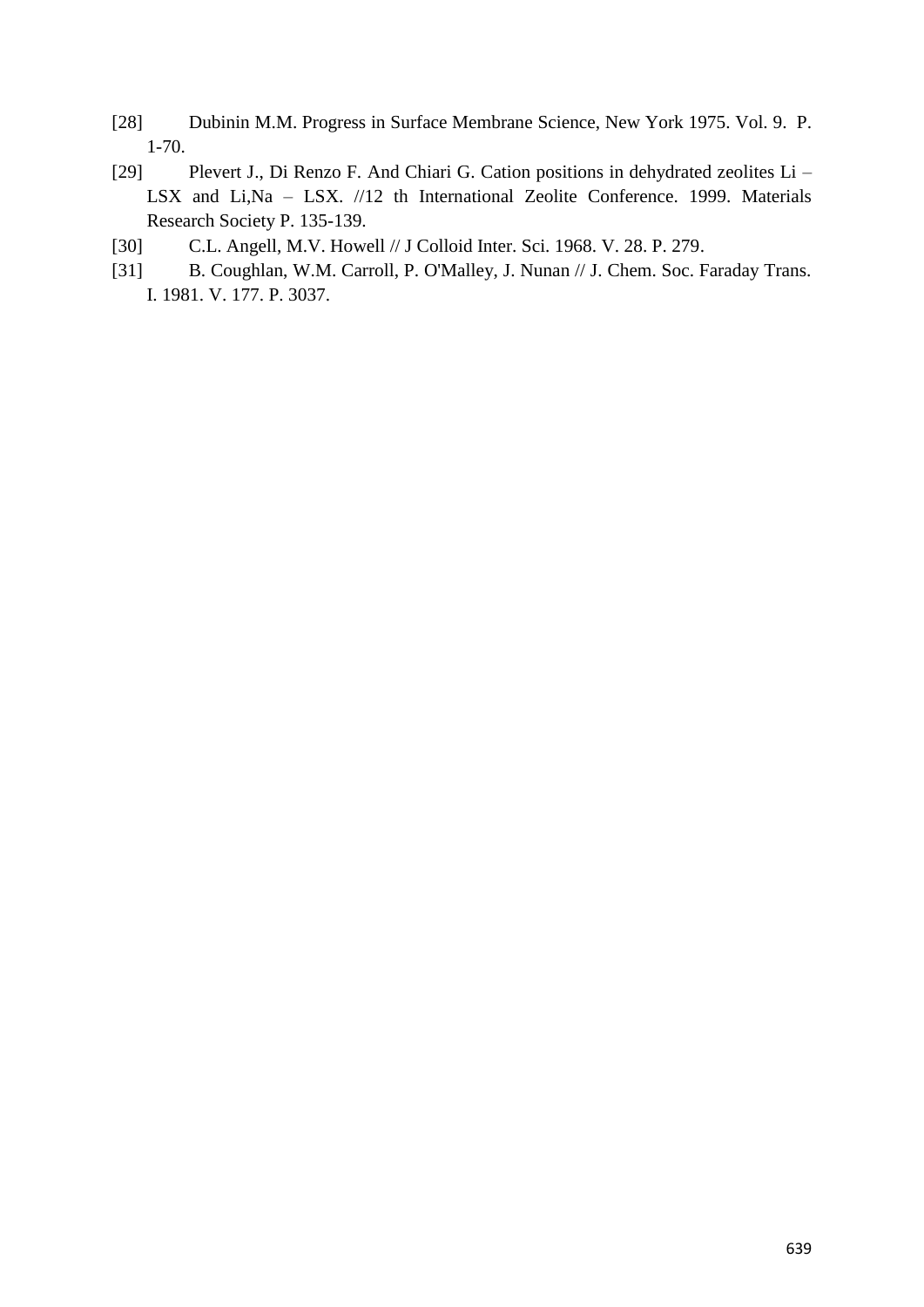[28] Dubinin M.M. Progress in Surface Membrane Science, New York 1975. Vol. 9. P. 1-70.

[29] Plevert J., Di Renzo F. And Chiari G. Cation positions in dehydrated zeolites Li – LSX and Li,Na – LSX. //12 th International Zeolite Conference. 1999. Materials Research Society P. 135-139.

[30] C.L. Angell, M.V. Howell // J Colloid Inter. Sci. 1968. V. 28. P. 279.

[31] B. Coughlan, W.M. Carroll, P. O'Malley, J. Nunan // J. Chem. Soc. Faraday Trans. I. 1981. V. 177. P. 3037.